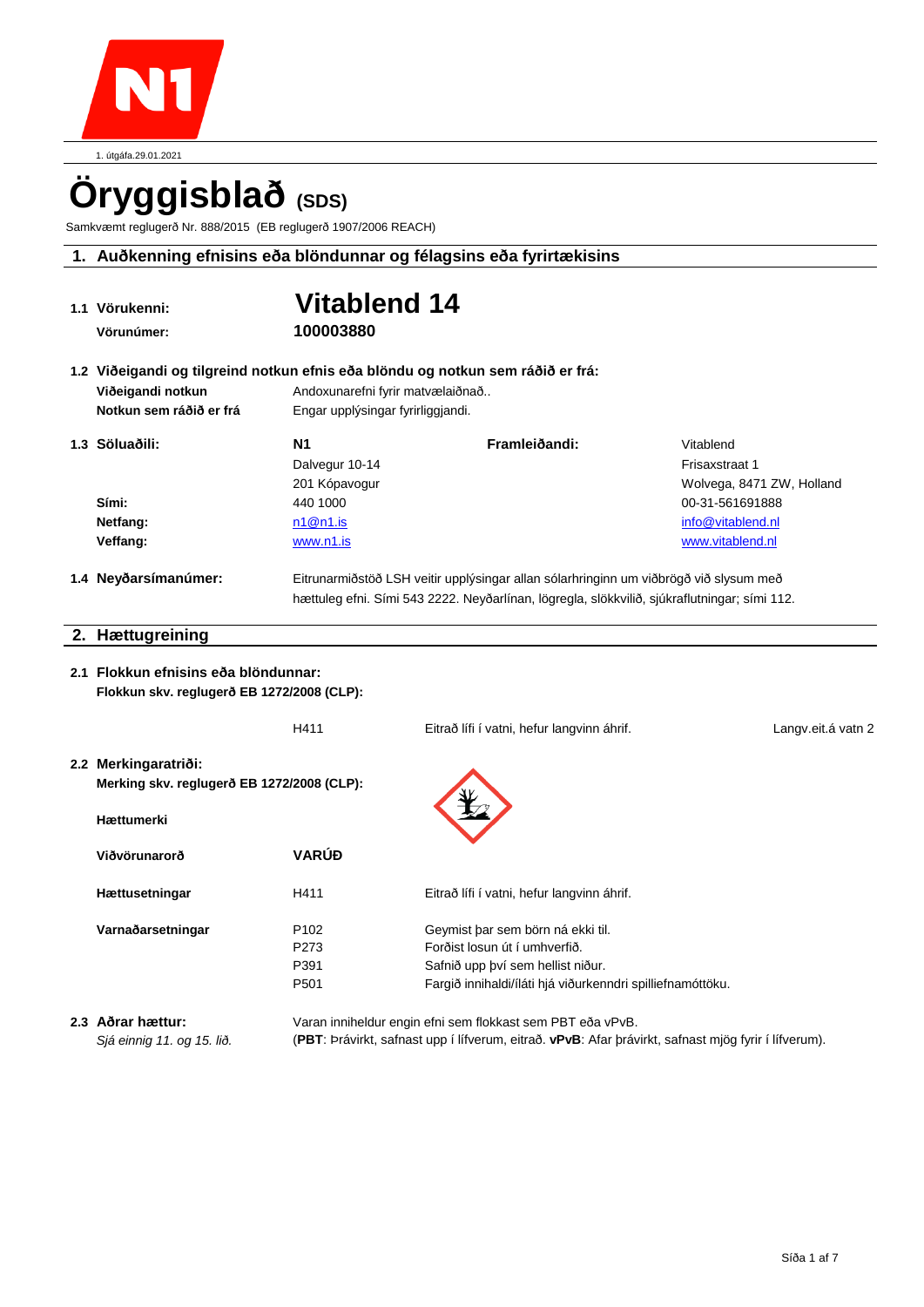1. útgáfa.29.01.2021

# Öryggisblað (SDS)

Samkvæmt reglugerð Nr. 888/2015 (EB reglugerð 1907/2006 REACH)

## 1. Auðkenning efnisins eða blöndunnar og félagsins eða fyrirtækisins

**1.1 Vörukenni:** **Vitablend 14**

**Vörunúmer:** **100003880**

**1.2 Viðeigandi og tilgreind notkun efnis eða blöndu og notkun sem ráðið er frá:**

**Viðeigandi notkun** Andoxunarefni fyrir matvælaiðnað..

**Notkun sem ráðið er frá** Engar upplýsingar fyrirliggjandi.

| **1.3 Söluaðili:** | **N1** | **Framleiðandi:** | Vitablend |
|---|---|---|---|
| | Dalvegur 10-14 | | Frisaxstraat 1 |
| | 201 Kópavogur | | Wolvega, 8471 ZW, Holland |
| **Sími:** | 440 1000 | | 00-31-561691888 |
| **Netfang:** | n1@n1.is | | info@vitablend.nl |
| **Veffang:** | www.n1.is | | www.vitablend.nl |

**1.4 Neyðarsímanúmer:** Eitrunarmiðstöð LSH veitir upplýsingar allan sólarhringinn um viðbrögð við slysum með hættuleg efni. Sími 543 2222. Neyðarlínan, lögregla, slökkvilið, sjúkraflutningar; sími 112.

## 2. Hættugreining

**2.1 Flokkun efnisins eða blöndunnar:**

**Flokkun skv. reglugerð EB 1272/2008 (CLP):**

| H411 | Eitrað lífi í vatni, hefur langvinn áhrif. | Langv.eit.á vatn 2 |
|---|---|---|

**2.2 Merkingaratriði:**

**Merking skv. reglugerð EB 1272/2008 (CLP):**

**Hættumerki**

**Viðvörunarorð** **VARÚÐ**

**Hættusetningar**

| H411 | Eitrað lífi í vatni, hefur langvinn áhrif. |
|---|---|

**Varnaðarsetningar**

| P102 | Geymist þar sem börn ná ekki til. |
|---|---|
| P273 | Forðist losun út í umhverfið. |
| P391 | Safnið upp því sem hellist niður. |
| P501 | Fargið innihaldi/íláti hjá viðurkenndri spilliefnamóttöku. |

**2.3 Aðrar hættur:** Varan inniheldur engin efni sem flokkast sem PBT eða vPvB.

*Sjá einnig 11. og 15. lið.* (**PBT**: Þrávirkt, safnast upp í lífverum, eitrað. **vPvB**: Afar þrávirkt, safnast mjög fyrir í lífverum).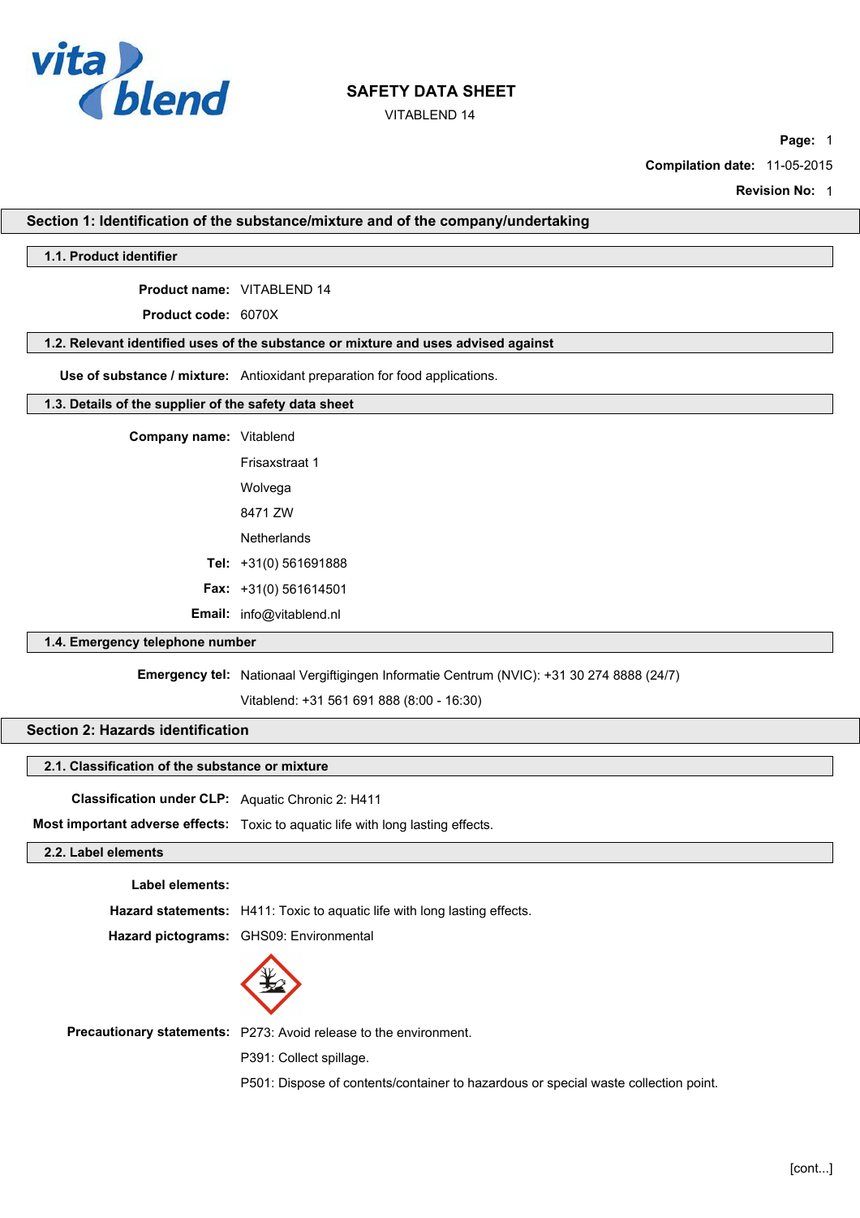# SAFETY DATA SHEET

VITABLEND 14

**Compilation date:** 11-05-2015

**Revision No:** 1

## Section 1: Identification of the substance/mixture and of the company/undertaking

### 1.1. Product identifier

**Product name:** VITABLEND 14

**Product code:** 6070X

### 1.2. Relevant identified uses of the substance or mixture and uses advised against

**Use of substance / mixture:** Antioxidant preparation for food applications.

### 1.3. Details of the supplier of the safety data sheet

**Company name:** Vitablend

Frisaxstraat 1

Wolvega

8471 ZW

Netherlands

**Tel:** +31(0) 561691888

**Fax:** +31(0) 561614501

**Email:** info@vitablend.nl

### 1.4. Emergency telephone number

**Emergency tel:** Nationaal Vergiftigingen Informatie Centrum (NVIC): +31 30 274 8888 (24/7)

Vitablend: +31 561 691 888 (8:00 - 16:30)

## Section 2: Hazards identification

### 2.1. Classification of the substance or mixture

**Classification under CLP:** Aquatic Chronic 2: H411

**Most important adverse effects:** Toxic to aquatic life with long lasting effects.

### 2.2. Label elements

**Label elements:**

**Hazard statements:** H411: Toxic to aquatic life with long lasting effects.

**Hazard pictograms:** GHS09: Environmental

**Precautionary statements:** P273: Avoid release to the environment.

P391: Collect spillage.

P501: Dispose of contents/container to hazardous or special waste collection point.

[cont...]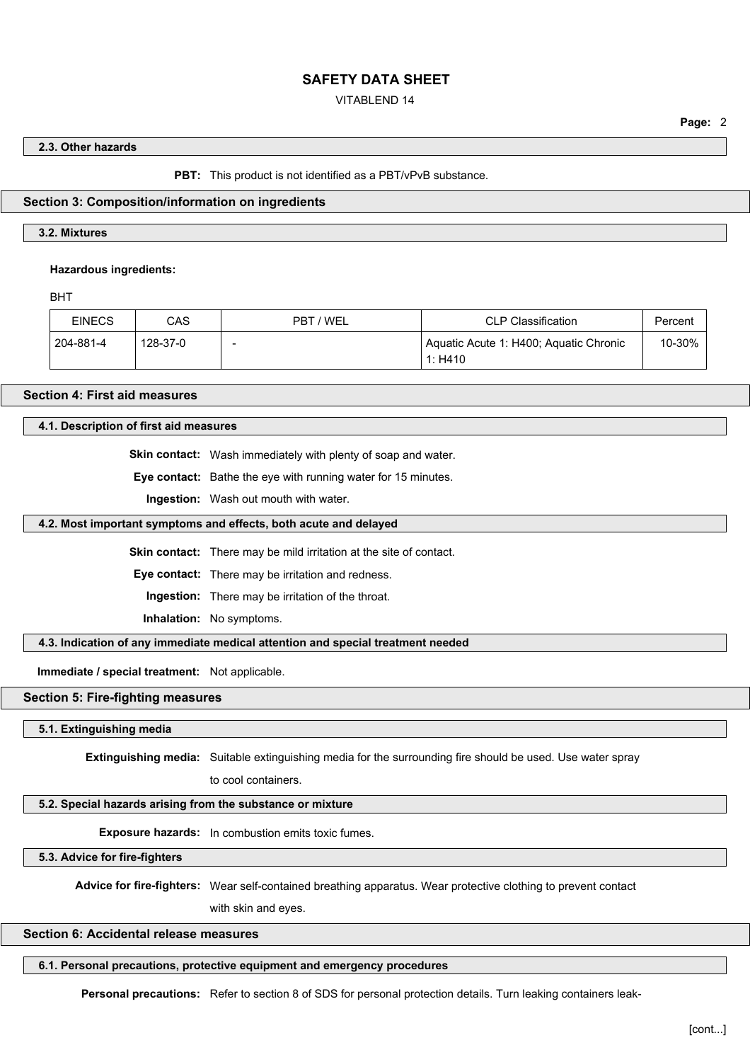### 2.3. Other hazards

**PBT:** This product is not identified as a PBT/vPvB substance.

## Section 3: Composition/information on ingredients

### 3.2. Mixtures

**Hazardous ingredients:**

BHT

| EINECS | CAS | PBT / WEL | CLP Classification | Percent |
|---|---|---|---|---|
| 204-881-4 | 128-37-0 | - | Aquatic Acute 1: H400; Aquatic Chronic 1: H410 | 10-30% |

## Section 4: First aid measures

### 4.1. Description of first aid measures

**Skin contact:** Wash immediately with plenty of soap and water.

**Eye contact:** Bathe the eye with running water for 15 minutes.

**Ingestion:** Wash out mouth with water.

### 4.2. Most important symptoms and effects, both acute and delayed

**Skin contact:** There may be mild irritation at the site of contact.

**Eye contact:** There may be irritation and redness.

**Ingestion:** There may be irritation of the throat.

**Inhalation:** No symptoms.

### 4.3. Indication of any immediate medical attention and special treatment needed

**Immediate / special treatment:** Not applicable.

## Section 5: Fire-fighting measures

### 5.1. Extinguishing media

**Extinguishing media:** Suitable extinguishing media for the surrounding fire should be used. Use water spray to cool containers.

### 5.2. Special hazards arising from the substance or mixture

**Exposure hazards:** In combustion emits toxic fumes.

### 5.3. Advice for fire-fighters

**Advice for fire-fighters:** Wear self-contained breathing apparatus. Wear protective clothing to prevent contact with skin and eyes.

## Section 6: Accidental release measures

### 6.1. Personal precautions, protective equipment and emergency procedures

**Personal precautions:** Refer to section 8 of SDS for personal protection details. Turn leaking containers leak-

[cont...]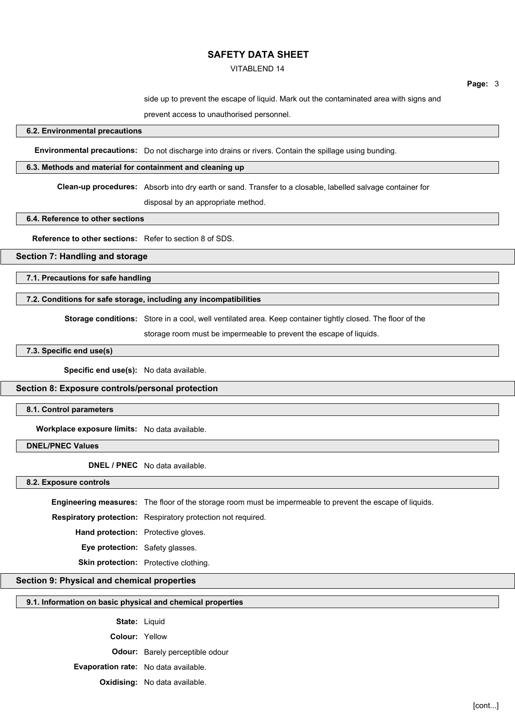side up to prevent the escape of liquid. Mark out the contaminated area with signs and prevent access to unauthorised personnel.

### 6.2. Environmental precautions

**Environmental precautions:** Do not discharge into drains or rivers. Contain the spillage using bunding.

### 6.3. Methods and material for containment and cleaning up

**Clean-up procedures:** Absorb into dry earth or sand. Transfer to a closable, labelled salvage container for disposal by an appropriate method.

### 6.4. Reference to other sections

**Reference to other sections:** Refer to section 8 of SDS.

## Section 7: Handling and storage

### 7.1. Precautions for safe handling

### 7.2. Conditions for safe storage, including any incompatibilities

**Storage conditions:** Store in a cool, well ventilated area. Keep container tightly closed. The floor of the storage room must be impermeable to prevent the escape of liquids.

### 7.3. Specific end use(s)

**Specific end use(s):** No data available.

## Section 8: Exposure controls/personal protection

### 8.1. Control parameters

**Workplace exposure limits:** No data available.

### DNEL/PNEC Values

**DNEL / PNEC** No data available.

### 8.2. Exposure controls

**Engineering measures:** The floor of the storage room must be impermeable to prevent the escape of liquids.

**Respiratory protection:** Respiratory protection not required.

**Hand protection:** Protective gloves.

**Eye protection:** Safety glasses.

**Skin protection:** Protective clothing.

## Section 9: Physical and chemical properties

### 9.1. Information on basic physical and chemical properties

**State:** Liquid

**Colour:** Yellow

**Odour:** Barely perceptible odour

**Evaporation rate:** No data available.

**Oxidising:** No data available.

[cont...]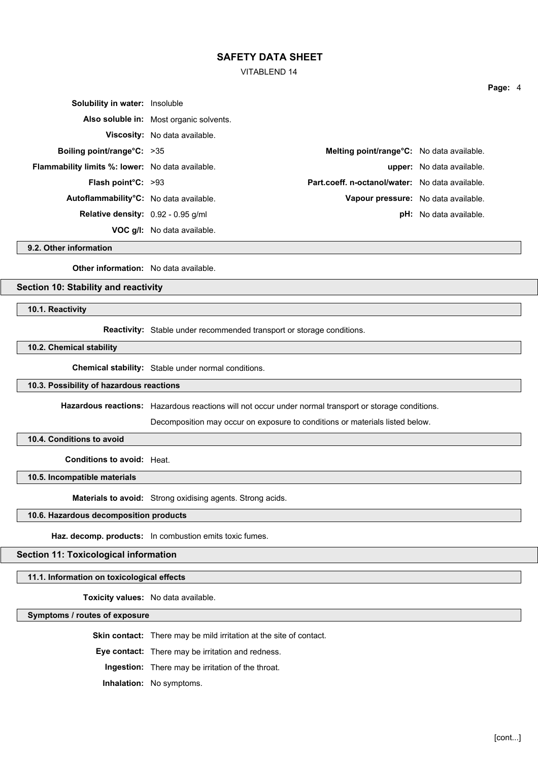**Solubility in water:** Insoluble

**Also soluble in:** Most organic solvents.

**Viscosity:** No data available.

| | | | |
|---|---|---|---|
| **Boiling point/range°C:** | >35 | **Melting point/range°C:** | No data available. |
| **Flammability limits %: lower:** | No data available. | **upper:** | No data available. |
| **Flash point°C:** | >93 | **Part.coeff. n-octanol/water:** | No data available. |
| **Autoflammability°C:** | No data available. | **Vapour pressure:** | No data available. |
| **Relative density:** | 0.92 - 0.95 g/ml | **pH:** | No data available. |
| **VOC g/l:** | No data available. | | |

### 9.2. Other information

**Other information:** No data available.

## Section 10: Stability and reactivity

### 10.1. Reactivity

**Reactivity:** Stable under recommended transport or storage conditions.

### 10.2. Chemical stability

**Chemical stability:** Stable under normal conditions.

### 10.3. Possibility of hazardous reactions

**Hazardous reactions:** Hazardous reactions will not occur under normal transport or storage conditions.

Decomposition may occur on exposure to conditions or materials listed below.

### 10.4. Conditions to avoid

**Conditions to avoid:** Heat.

### 10.5. Incompatible materials

**Materials to avoid:** Strong oxidising agents. Strong acids.

### 10.6. Hazardous decomposition products

**Haz. decomp. products:** In combustion emits toxic fumes.

## Section 11: Toxicological information

### 11.1. Information on toxicological effects

**Toxicity values:** No data available.

### Symptoms / routes of exposure

**Skin contact:** There may be mild irritation at the site of contact.

**Eye contact:** There may be irritation and redness.

**Ingestion:** There may be irritation of the throat.

**Inhalation:** No symptoms.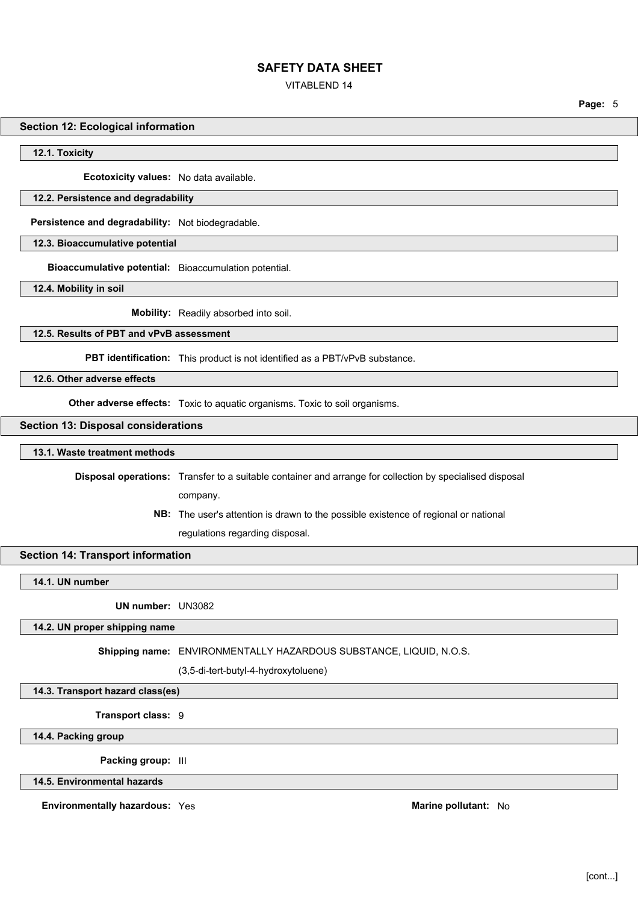## Section 12: Ecological information

### 12.1. Toxicity

**Ecotoxicity values:** No data available.

### 12.2. Persistence and degradability

**Persistence and degradability:** Not biodegradable.

### 12.3. Bioaccumulative potential

**Bioaccumulative potential:** Bioaccumulation potential.

### 12.4. Mobility in soil

**Mobility:** Readily absorbed into soil.

### 12.5. Results of PBT and vPvB assessment

**PBT identification:** This product is not identified as a PBT/vPvB substance.

### 12.6. Other adverse effects

**Other adverse effects:** Toxic to aquatic organisms. Toxic to soil organisms.

## Section 13: Disposal considerations

### 13.1. Waste treatment methods

**Disposal operations:** Transfer to a suitable container and arrange for collection by specialised disposal company.

**NB:** The user's attention is drawn to the possible existence of regional or national regulations regarding disposal.

## Section 14: Transport information

### 14.1. UN number

**UN number:** UN3082

### 14.2. UN proper shipping name

**Shipping name:** ENVIRONMENTALLY HAZARDOUS SUBSTANCE, LIQUID, N.O.S. (3,5-di-tert-butyl-4-hydroxytoluene)

### 14.3. Transport hazard class(es)

**Transport class:** 9

### 14.4. Packing group

**Packing group:** III

### 14.5. Environmental hazards

**Environmentally hazardous:** Yes

**Marine pollutant:** No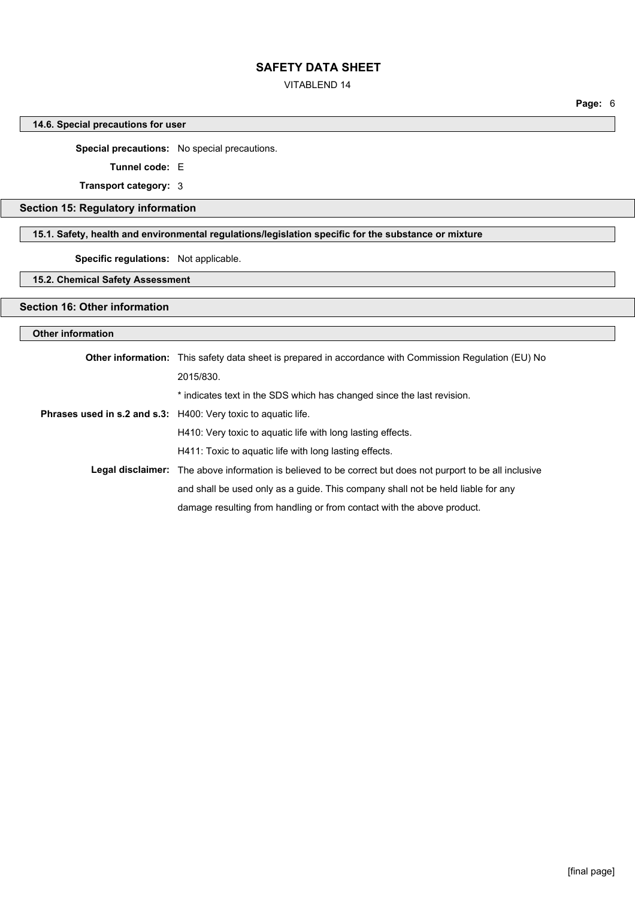### 14.6. Special precautions for user

**Special precautions:** No special precautions.

**Tunnel code:** E

**Transport category:** 3

## Section 15: Regulatory information

### 15.1. Safety, health and environmental regulations/legislation specific for the substance or mixture

**Specific regulations:** Not applicable.

### 15.2. Chemical Safety Assessment

## Section 16: Other information

### Other information

**Other information:** This safety data sheet is prepared in accordance with Commission Regulation (EU) No 2015/830.

* indicates text in the SDS which has changed since the last revision.

**Phrases used in s.2 and s.3:** H400: Very toxic to aquatic life.

H410: Very toxic to aquatic life with long lasting effects.

H411: Toxic to aquatic life with long lasting effects.

**Legal disclaimer:** The above information is believed to be correct but does not purport to be all inclusive and shall be used only as a guide. This company shall not be held liable for any damage resulting from handling or from contact with the above product.

[final page]